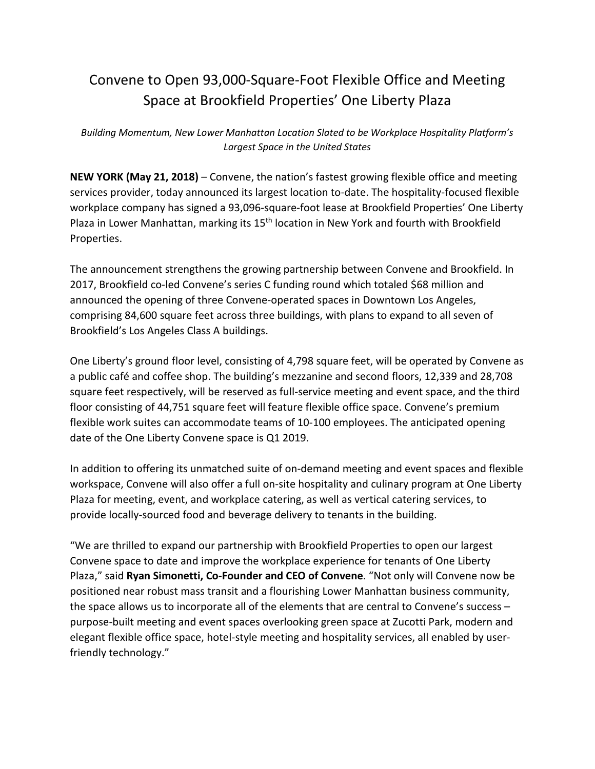# Convene to Open 93,000-Square-Foot Flexible Office and Meeting Space at Brookfield Properties' One Liberty Plaza

*Building Momentum, New Lower Manhattan Location Slated to be Workplace Hospitality Platform's Largest Space in the United States*

**NEW YORK (May 21, 2018)** – Convene, the nation's fastest growing flexible office and meeting services provider, today announced its largest location to-date. The hospitality-focused flexible workplace company has signed a 93,096-square-foot lease at Brookfield Properties' One Liberty Plaza in Lower Manhattan, marking its 15th location in New York and fourth with Brookfield Properties.

The announcement strengthens the growing partnership between Convene and Brookfield. In 2017, Brookfield co-led Convene's series C funding round which totaled $68 million and announced the opening of three Convene-operated spaces in Downtown Los Angeles, comprising 84,600 square feet across three buildings, with plans to expand to all seven of Brookfield's Los Angeles Class A buildings.

One Liberty's ground floor level, consisting of 4,798 square feet, will be operated by Convene as a public café and coffee shop. The building's mezzanine and second floors, 12,339 and 28,708 square feet respectively, will be reserved as full-service meeting and event space, and the third floor consisting of 44,751 square feet will feature flexible office space. Convene's premium flexible work suites can accommodate teams of 10-100 employees. The anticipated opening date of the One Liberty Convene space is Q1 2019.

In addition to offering its unmatched suite of on-demand meeting and event spaces and flexible workspace, Convene will also offer a full on-site hospitality and culinary program at One Liberty Plaza for meeting, event, and workplace catering, as well as vertical catering services, to provide locally-sourced food and beverage delivery to tenants in the building.

"We are thrilled to expand our partnership with Brookfield Properties to open our largest Convene space to date and improve the workplace experience for tenants of One Liberty Plaza," said **Ryan Simonetti, Co-Founder and CEO of Convene**. "Not only will Convene now be positioned near robust mass transit and a flourishing Lower Manhattan business community, the space allows us to incorporate all of the elements that are central to Convene's success – purpose-built meeting and event spaces overlooking green space at Zucotti Park, modern and elegant flexible office space, hotel-style meeting and hospitality services, all enabled by user-friendly technology."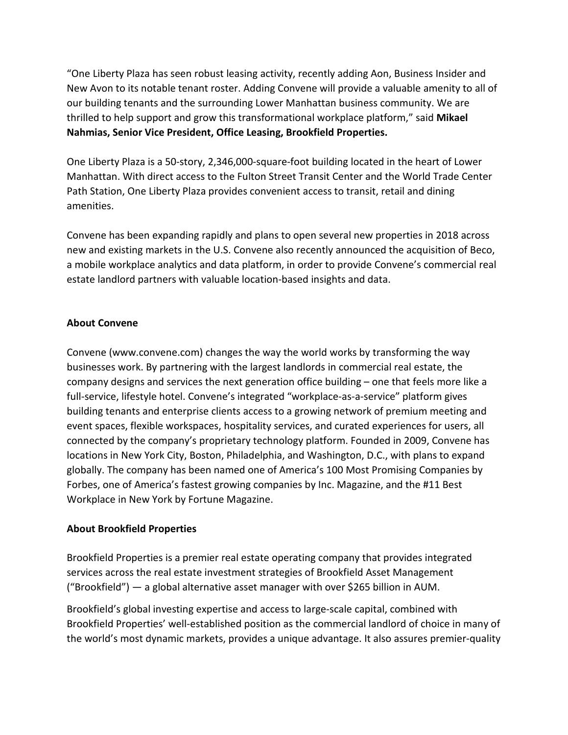"One Liberty Plaza has seen robust leasing activity, recently adding Aon, Business Insider and New Avon to its notable tenant roster. Adding Convene will provide a valuable amenity to all of our building tenants and the surrounding Lower Manhattan business community. We are thrilled to help support and grow this transformational workplace platform," said **Mikael Nahmias, Senior Vice President, Office Leasing, Brookfield Properties.**

One Liberty Plaza is a 50-story, 2,346,000-square-foot building located in the heart of Lower Manhattan. With direct access to the Fulton Street Transit Center and the World Trade Center Path Station, One Liberty Plaza provides convenient access to transit, retail and dining amenities.

Convene has been expanding rapidly and plans to open several new properties in 2018 across new and existing markets in the U.S. Convene also recently announced the acquisition of Beco, a mobile workplace analytics and data platform, in order to provide Convene's commercial real estate landlord partners with valuable location-based insights and data.

**About Convene**

Convene (www.convene.com) changes the way the world works by transforming the way businesses work. By partnering with the largest landlords in commercial real estate, the company designs and services the next generation office building – one that feels more like a full-service, lifestyle hotel. Convene's integrated "workplace-as-a-service" platform gives building tenants and enterprise clients access to a growing network of premium meeting and event spaces, flexible workspaces, hospitality services, and curated experiences for users, all connected by the company's proprietary technology platform. Founded in 2009, Convene has locations in New York City, Boston, Philadelphia, and Washington, D.C., with plans to expand globally. The company has been named one of America's 100 Most Promising Companies by Forbes, one of America's fastest growing companies by Inc. Magazine, and the #11 Best Workplace in New York by Fortune Magazine.

**About Brookfield Properties**

Brookfield Properties is a premier real estate operating company that provides integrated services across the real estate investment strategies of Brookfield Asset Management ("Brookfield") — a global alternative asset manager with over $265 billion in AUM.

Brookfield's global investing expertise and access to large-scale capital, combined with Brookfield Properties' well-established position as the commercial landlord of choice in many of the world's most dynamic markets, provides a unique advantage. It also assures premier-quality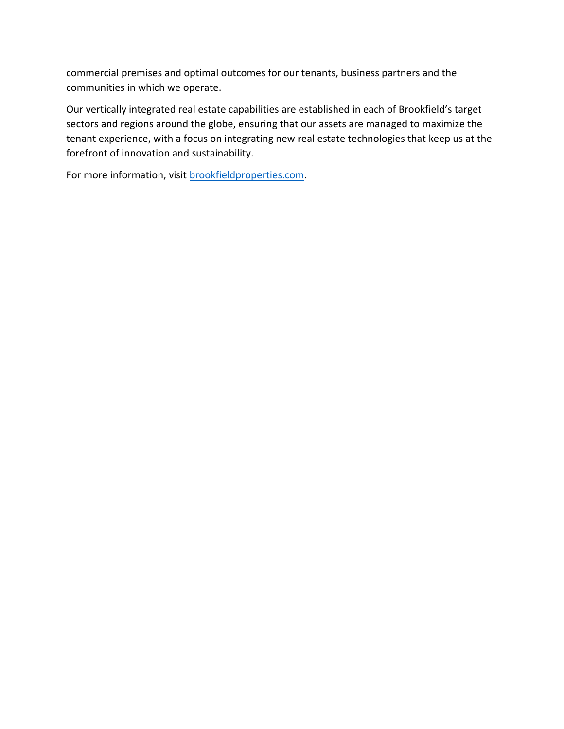commercial premises and optimal outcomes for our tenants, business partners and the communities in which we operate.

Our vertically integrated real estate capabilities are established in each of Brookfield's target sectors and regions around the globe, ensuring that our assets are managed to maximize the tenant experience, with a focus on integrating new real estate technologies that keep us at the forefront of innovation and sustainability.

For more information, visit [brookfieldproperties.com](https://brookfieldproperties.com).